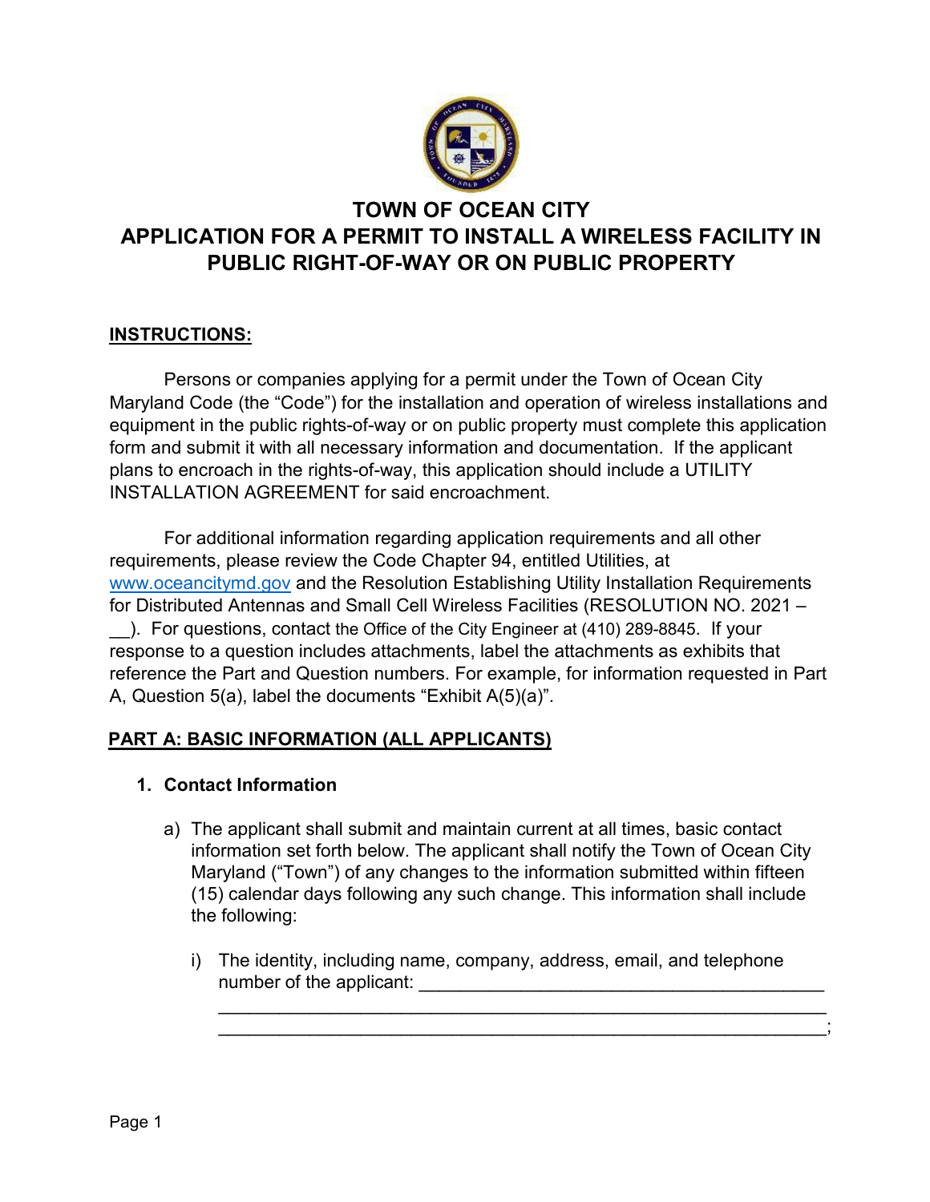# TOWN OF OCEAN CITY
# APPLICATION FOR A PERMIT TO INSTALL A WIRELESS FACILITY IN PUBLIC RIGHT-OF-WAY OR ON PUBLIC PROPERTY

## INSTRUCTIONS:

Persons or companies applying for a permit under the Town of Ocean City Maryland Code (the "Code") for the installation and operation of wireless installations and equipment in the public rights-of-way or on public property must complete this application form and submit it with all necessary information and documentation. If the applicant plans to encroach in the rights-of-way, this application should include a UTILITY INSTALLATION AGREEMENT for said encroachment.

For additional information regarding application requirements and all other requirements, please review the Code Chapter 94, entitled Utilities, at www.oceancitymd.gov and the Resolution Establishing Utility Installation Requirements for Distributed Antennas and Small Cell Wireless Facilities (RESOLUTION NO. 2021 – __). For questions, contact the Office of the City Engineer at (410) 289-8845. If your response to a question includes attachments, label the attachments as exhibits that reference the Part and Question numbers. For example, for information requested in Part A, Question 5(a), label the documents "Exhibit A(5)(a)".

## PART A: BASIC INFORMATION (ALL APPLICANTS)

1. **Contact Information**

   a) The applicant shall submit and maintain current at all times, basic contact information set forth below. The applicant shall notify the Town of Ocean City Maryland ("Town") of any changes to the information submitted within fifteen (15) calendar days following any such change. This information shall include the following:

      i) The identity, including name, company, address, email, and telephone number of the applicant: ________________________________________
      ________________________________________________________________
      ________________________________________________________________;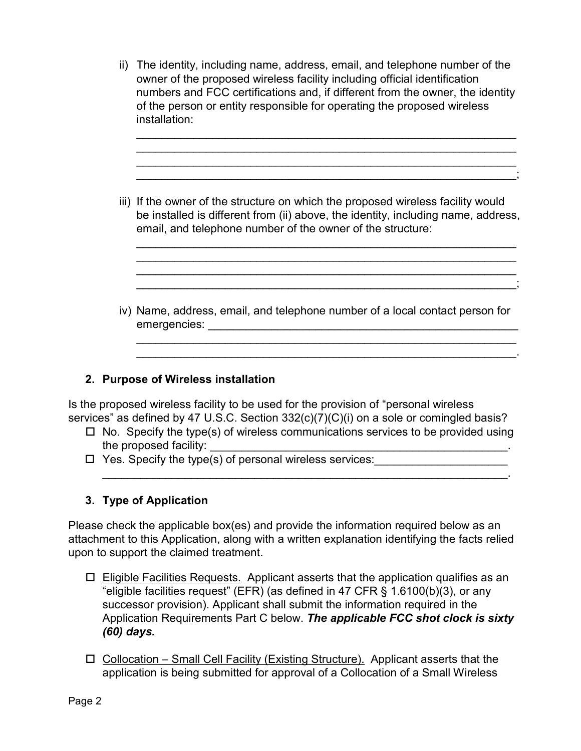ii) The identity, including name, address, email, and telephone number of the owner of the proposed wireless facility including official identification numbers and FCC certifications and, if different from the owner, the identity of the person or entity responsible for operating the proposed wireless installation:

______________________________________________________________
______________________________________________________________
______________________________________________________________
______________________________________________________________;

iii) If the owner of the structure on which the proposed wireless facility would be installed is different from (ii) above, the identity, including name, address, email, and telephone number of the owner of the structure:

______________________________________________________________
______________________________________________________________
______________________________________________________________
______________________________________________________________;

iv) Name, address, email, and telephone number of a local contact person for emergencies: ____________________________________________________
______________________________________________________________
______________________________________________________________.

### 2. Purpose of Wireless installation

Is the proposed wireless facility to be used for the provision of "personal wireless services" as defined by 47 U.S.C. Section 332(c)(7)(C)(i) on a sole or comingled basis?

- ☐ No. Specify the type(s) of wireless communications services to be provided using the proposed facility: __________________________________________________.
- ☐ Yes. Specify the type(s) of personal wireless services:_____________________
  __________________________________________________________________.

### 3. Type of Application

Please check the applicable box(es) and provide the information required below as an attachment to this Application, along with a written explanation identifying the facts relied upon to support the claimed treatment.

- ☐ Eligible Facilities Requests. Applicant asserts that the application qualifies as an "eligible facilities request" (EFR) (as defined in 47 CFR § 1.6100(b)(3), or any successor provision). Applicant shall submit the information required in the Application Requirements Part C below. ***The applicable FCC shot clock is sixty (60) days.***

- ☐ Collocation – Small Cell Facility (Existing Structure). Applicant asserts that the application is being submitted for approval of a Collocation of a Small Wireless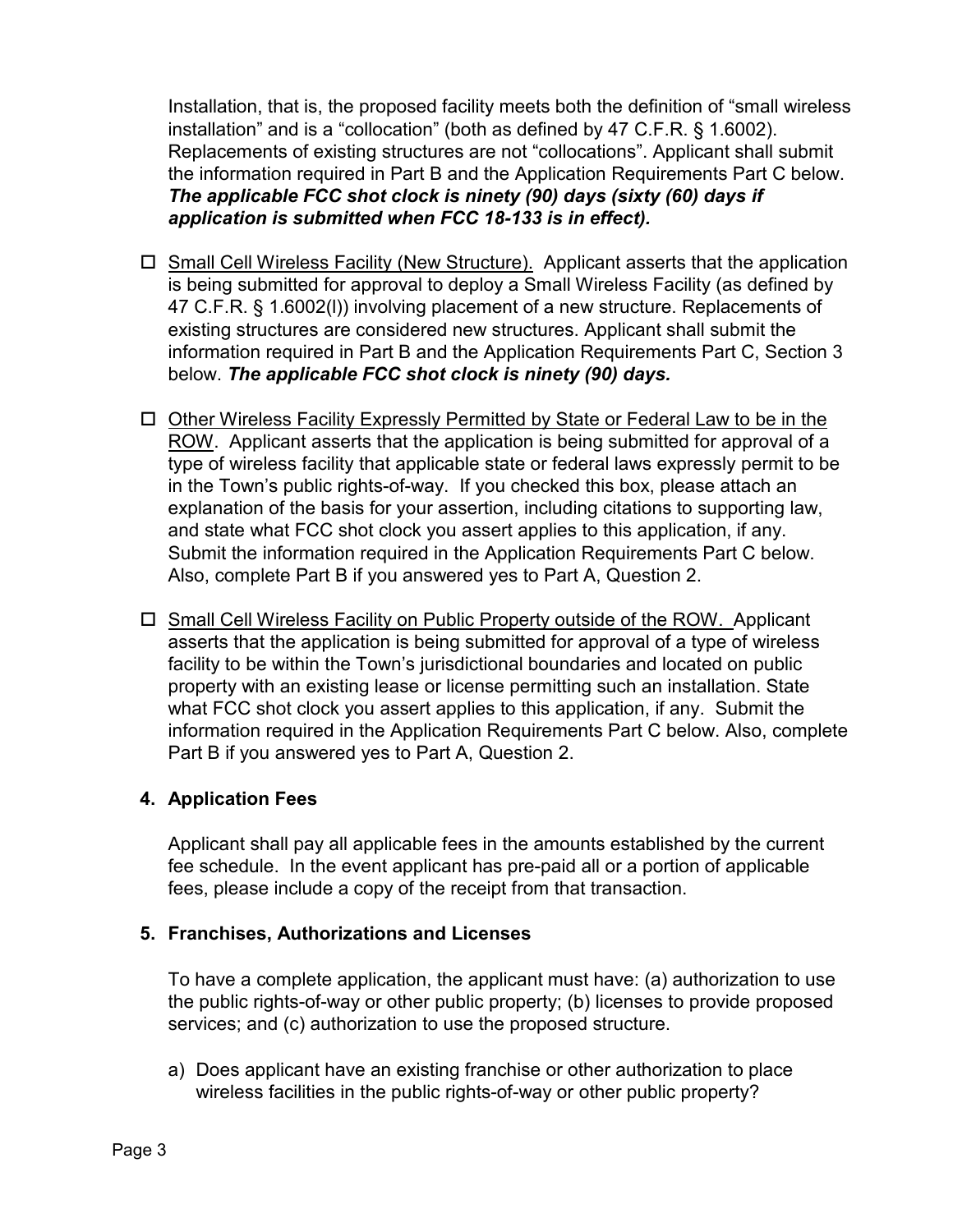Installation, that is, the proposed facility meets both the definition of "small wireless installation" and is a "collocation" (both as defined by 47 C.F.R. § 1.6002). Replacements of existing structures are not "collocations". Applicant shall submit the information required in Part B and the Application Requirements Part C below. ***The applicable FCC shot clock is ninety (90) days (sixty (60) days if application is submitted when FCC 18-133 is in effect).***

- ☐ Small Cell Wireless Facility (New Structure). Applicant asserts that the application is being submitted for approval to deploy a Small Wireless Facility (as defined by 47 C.F.R. § 1.6002(l)) involving placement of a new structure. Replacements of existing structures are considered new structures. Applicant shall submit the information required in Part B and the Application Requirements Part C, Section 3 below. ***The applicable FCC shot clock is ninety (90) days.***

- ☐ Other Wireless Facility Expressly Permitted by State or Federal Law to be in the ROW. Applicant asserts that the application is being submitted for approval of a type of wireless facility that applicable state or federal laws expressly permit to be in the Town's public rights-of-way. If you checked this box, please attach an explanation of the basis for your assertion, including citations to supporting law, and state what FCC shot clock you assert applies to this application, if any. Submit the information required in the Application Requirements Part C below. Also, complete Part B if you answered yes to Part A, Question 2.

- ☐ Small Cell Wireless Facility on Public Property outside of the ROW. Applicant asserts that the application is being submitted for approval of a type of wireless facility to be within the Town's jurisdictional boundaries and located on public property with an existing lease or license permitting such an installation. State what FCC shot clock you assert applies to this application, if any. Submit the information required in the Application Requirements Part C below. Also, complete Part B if you answered yes to Part A, Question 2.

**4. Application Fees**

Applicant shall pay all applicable fees in the amounts established by the current fee schedule. In the event applicant has pre-paid all or a portion of applicable fees, please include a copy of the receipt from that transaction.

**5. Franchises, Authorizations and Licenses**

To have a complete application, the applicant must have: (a) authorization to use the public rights-of-way or other public property; (b) licenses to provide proposed services; and (c) authorization to use the proposed structure.

a) Does applicant have an existing franchise or other authorization to place wireless facilities in the public rights-of-way or other public property?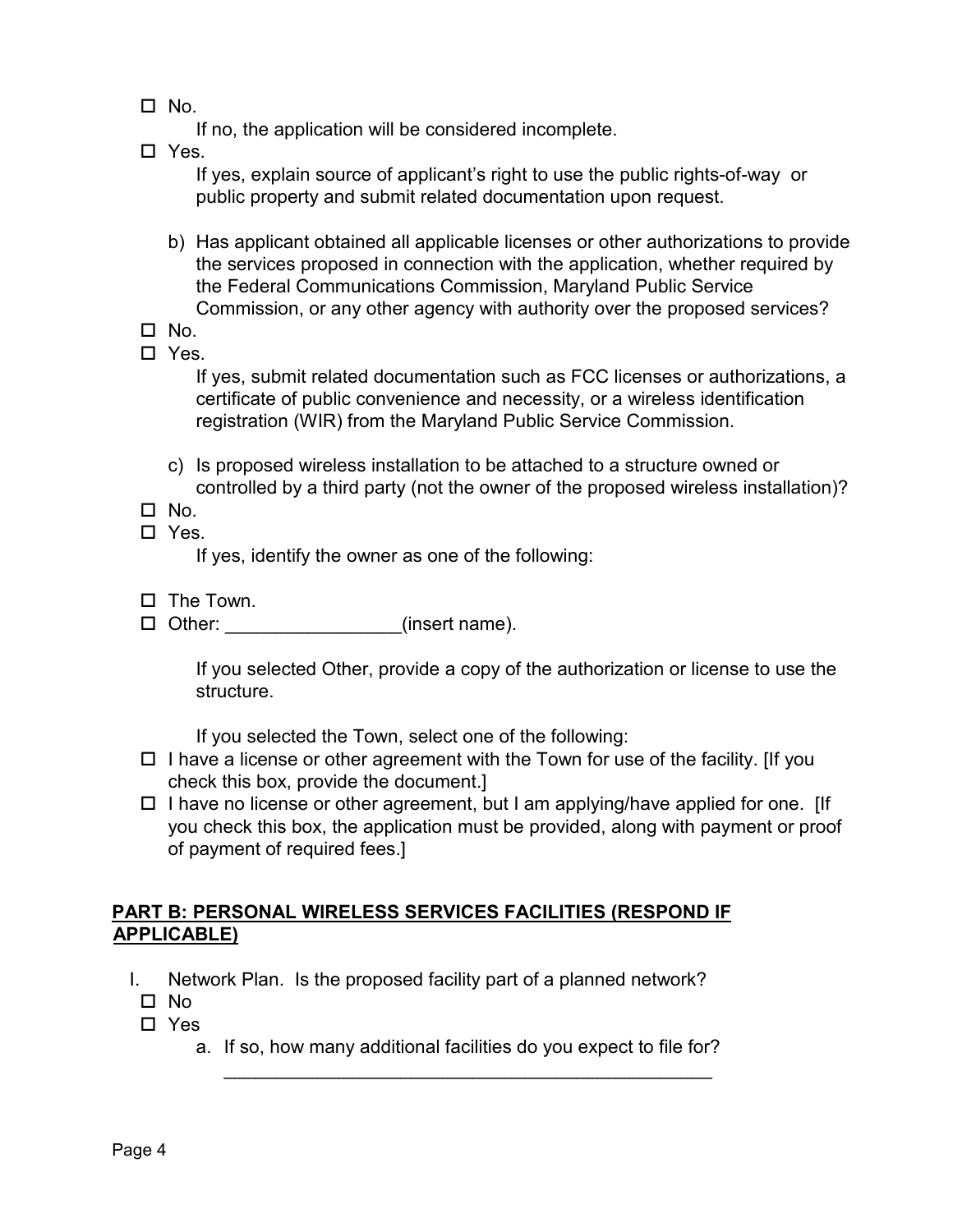☐ No.

If no, the application will be considered incomplete.

☐ Yes.

If yes, explain source of applicant's right to use the public rights-of-way or public property and submit related documentation upon request.

b) Has applicant obtained all applicable licenses or other authorizations to provide the services proposed in connection with the application, whether required by the Federal Communications Commission, Maryland Public Service Commission, or any other agency with authority over the proposed services?

☐ No.

☐ Yes.

If yes, submit related documentation such as FCC licenses or authorizations, a certificate of public convenience and necessity, or a wireless identification registration (WIR) from the Maryland Public Service Commission.

c) Is proposed wireless installation to be attached to a structure owned or controlled by a third party (not the owner of the proposed wireless installation)?

☐ No.

☐ Yes.

If yes, identify the owner as one of the following:

☐ The Town.

☐ Other: _________________(insert name).

If you selected Other, provide a copy of the authorization or license to use the structure.

If you selected the Town, select one of the following:

☐ I have a license or other agreement with the Town for use of the facility. [If you check this box, provide the document.]

☐ I have no license or other agreement, but I am applying/have applied for one. [If you check this box, the application must be provided, along with payment or proof of payment of required fees.]

## PART B: PERSONAL WIRELESS SERVICES FACILITIES (RESPOND IF APPLICABLE)

I. Network Plan. Is the proposed facility part of a planned network?

☐ No

☐ Yes

a. If so, how many additional facilities do you expect to file for?

__________________________________________________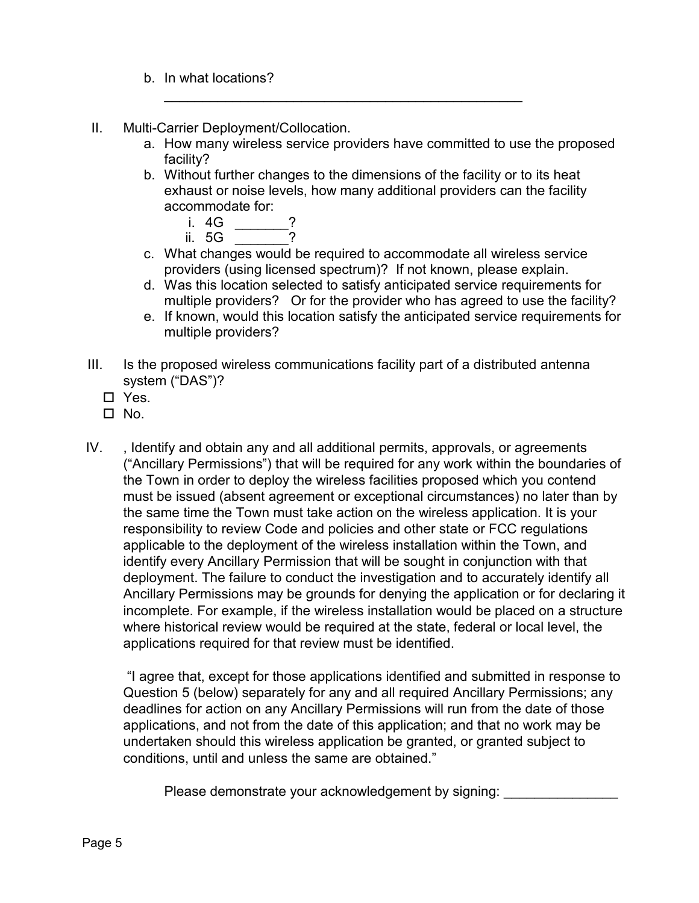b. In what locations?

   _______________________________________________

II. Multi-Carrier Deployment/Collocation.

   a. How many wireless service providers have committed to use the proposed facility?
   b. Without further changes to the dimensions of the facility or to its heat exhaust or noise levels, how many additional providers can the facility accommodate for:
      i. 4G _______?
      ii. 5G _______?
   c. What changes would be required to accommodate all wireless service providers (using licensed spectrum)? If not known, please explain.
   d. Was this location selected to satisfy anticipated service requirements for multiple providers? Or for the provider who has agreed to use the facility?
   e. If known, would this location satisfy the anticipated service requirements for multiple providers?

III. Is the proposed wireless communications facility part of a distributed antenna system ("DAS")?

   - ☐ Yes.
   - ☐ No.

IV. , Identify and obtain any and all additional permits, approvals, or agreements ("Ancillary Permissions") that will be required for any work within the boundaries of the Town in order to deploy the wireless facilities proposed which you contend must be issued (absent agreement or exceptional circumstances) no later than by the same time the Town must take action on the wireless application. It is your responsibility to review Code and policies and other state or FCC regulations applicable to the deployment of the wireless installation within the Town, and identify every Ancillary Permission that will be sought in conjunction with that deployment. The failure to conduct the investigation and to accurately identify all Ancillary Permissions may be grounds for denying the application or for declaring it incomplete. For example, if the wireless installation would be placed on a structure where historical review would be required at the state, federal or local level, the applications required for that review must be identified.

   "I agree that, except for those applications identified and submitted in response to Question 5 (below) separately for any and all required Ancillary Permissions; any deadlines for action on any Ancillary Permissions will run from the date of those applications, and not from the date of this application; and that no work may be undertaken should this wireless application be granted, or granted subject to conditions, until and unless the same are obtained."

   Please demonstrate your acknowledgement by signing: _______________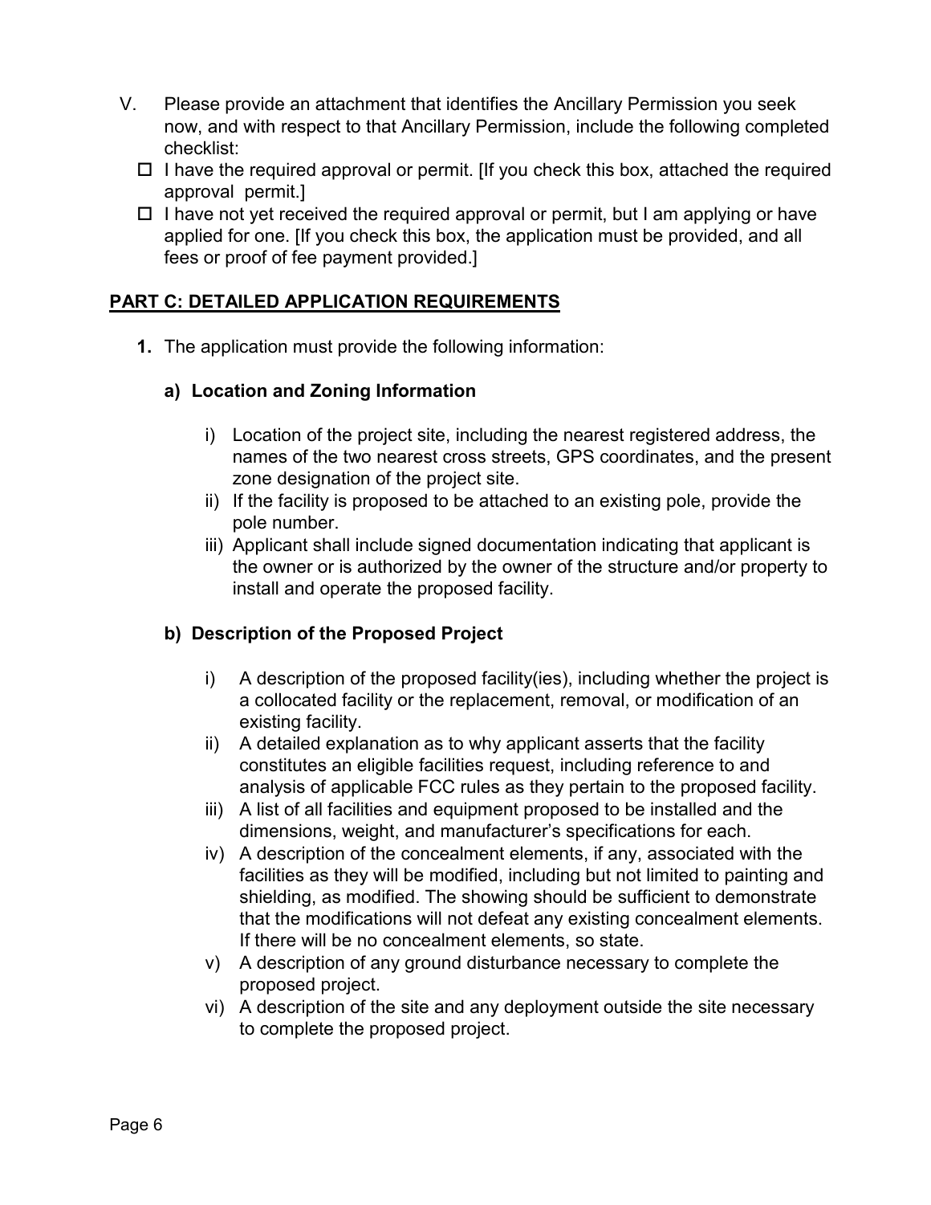V. Please provide an attachment that identifies the Ancillary Permission you seek now, and with respect to that Ancillary Permission, include the following completed checklist:
   - ☐ I have the required approval or permit. [If you check this box, attached the required approval permit.]
   - ☐ I have not yet received the required approval or permit, but I am applying or have applied for one. [If you check this box, the application must be provided, and all fees or proof of fee payment provided.]

## PART C: DETAILED APPLICATION REQUIREMENTS

**1.** The application must provide the following information:

### a) Location and Zoning Information

i) Location of the project site, including the nearest registered address, the names of the two nearest cross streets, GPS coordinates, and the present zone designation of the project site.

ii) If the facility is proposed to be attached to an existing pole, provide the pole number.

iii) Applicant shall include signed documentation indicating that applicant is the owner or is authorized by the owner of the structure and/or property to install and operate the proposed facility.

### b) Description of the Proposed Project

i) A description of the proposed facility(ies), including whether the project is a collocated facility or the replacement, removal, or modification of an existing facility.

ii) A detailed explanation as to why applicant asserts that the facility constitutes an eligible facilities request, including reference to and analysis of applicable FCC rules as they pertain to the proposed facility.

iii) A list of all facilities and equipment proposed to be installed and the dimensions, weight, and manufacturer's specifications for each.

iv) A description of the concealment elements, if any, associated with the facilities as they will be modified, including but not limited to painting and shielding, as modified. The showing should be sufficient to demonstrate that the modifications will not defeat any existing concealment elements. If there will be no concealment elements, so state.

v) A description of any ground disturbance necessary to complete the proposed project.

vi) A description of the site and any deployment outside the site necessary to complete the proposed project.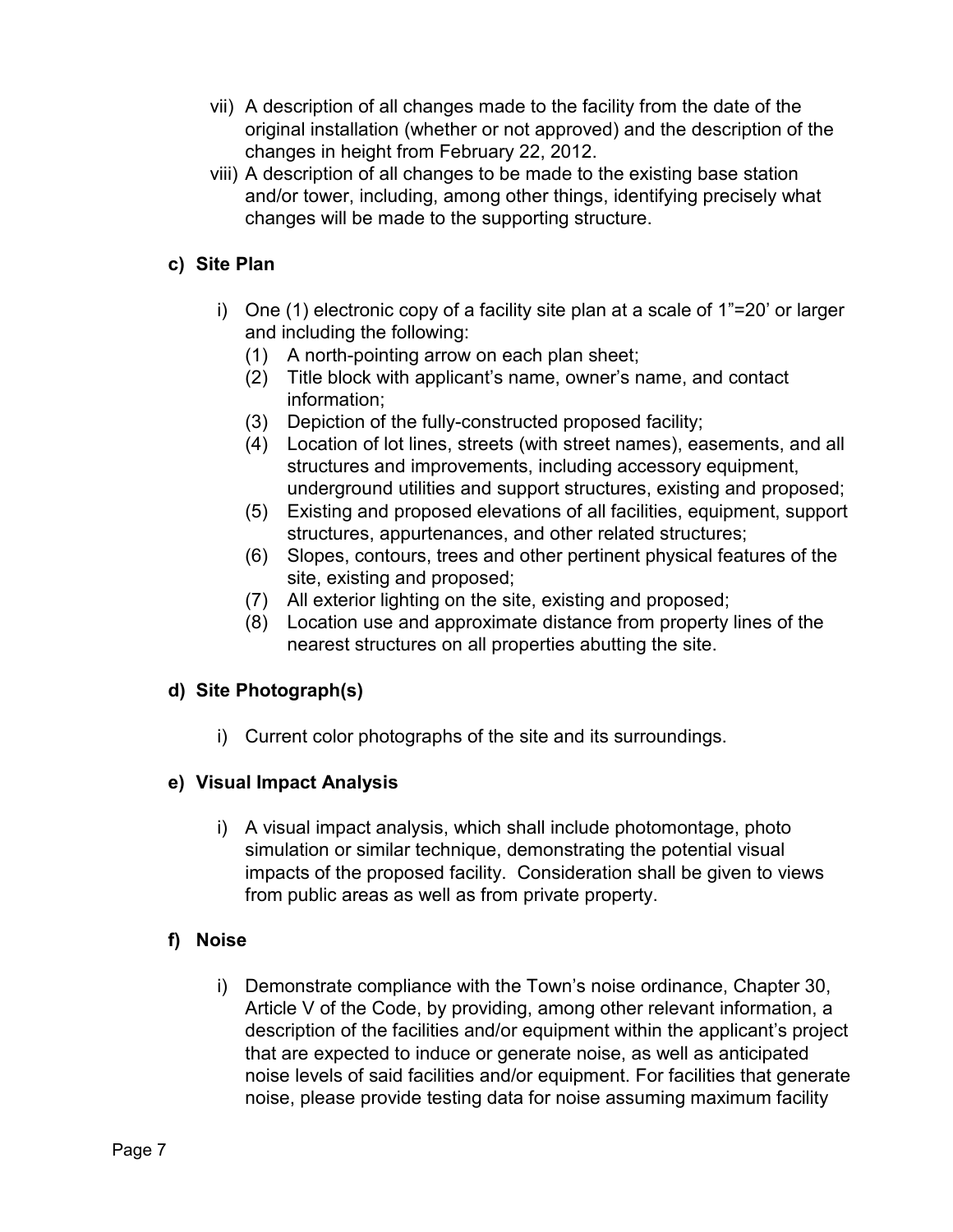vii) A description of all changes made to the facility from the date of the original installation (whether or not approved) and the description of the changes in height from February 22, 2012.

viii) A description of all changes to be made to the existing base station and/or tower, including, among other things, identifying precisely what changes will be made to the supporting structure.

**c) Site Plan**

i) One (1) electronic copy of a facility site plan at a scale of 1”=20’ or larger and including the following:

(1) A north-pointing arrow on each plan sheet;
(2) Title block with applicant’s name, owner’s name, and contact information;
(3) Depiction of the fully-constructed proposed facility;
(4) Location of lot lines, streets (with street names), easements, and all structures and improvements, including accessory equipment, underground utilities and support structures, existing and proposed;
(5) Existing and proposed elevations of all facilities, equipment, support structures, appurtenances, and other related structures;
(6) Slopes, contours, trees and other pertinent physical features of the site, existing and proposed;
(7) All exterior lighting on the site, existing and proposed;
(8) Location use and approximate distance from property lines of the nearest structures on all properties abutting the site.

**d) Site Photograph(s)**

i) Current color photographs of the site and its surroundings.

**e) Visual Impact Analysis**

i) A visual impact analysis, which shall include photomontage, photo simulation or similar technique, demonstrating the potential visual impacts of the proposed facility. Consideration shall be given to views from public areas as well as from private property.

**f) Noise**

i) Demonstrate compliance with the Town’s noise ordinance, Chapter 30, Article V of the Code, by providing, among other relevant information, a description of the facilities and/or equipment within the applicant’s project that are expected to induce or generate noise, as well as anticipated noise levels of said facilities and/or equipment. For facilities that generate noise, please provide testing data for noise assuming maximum facility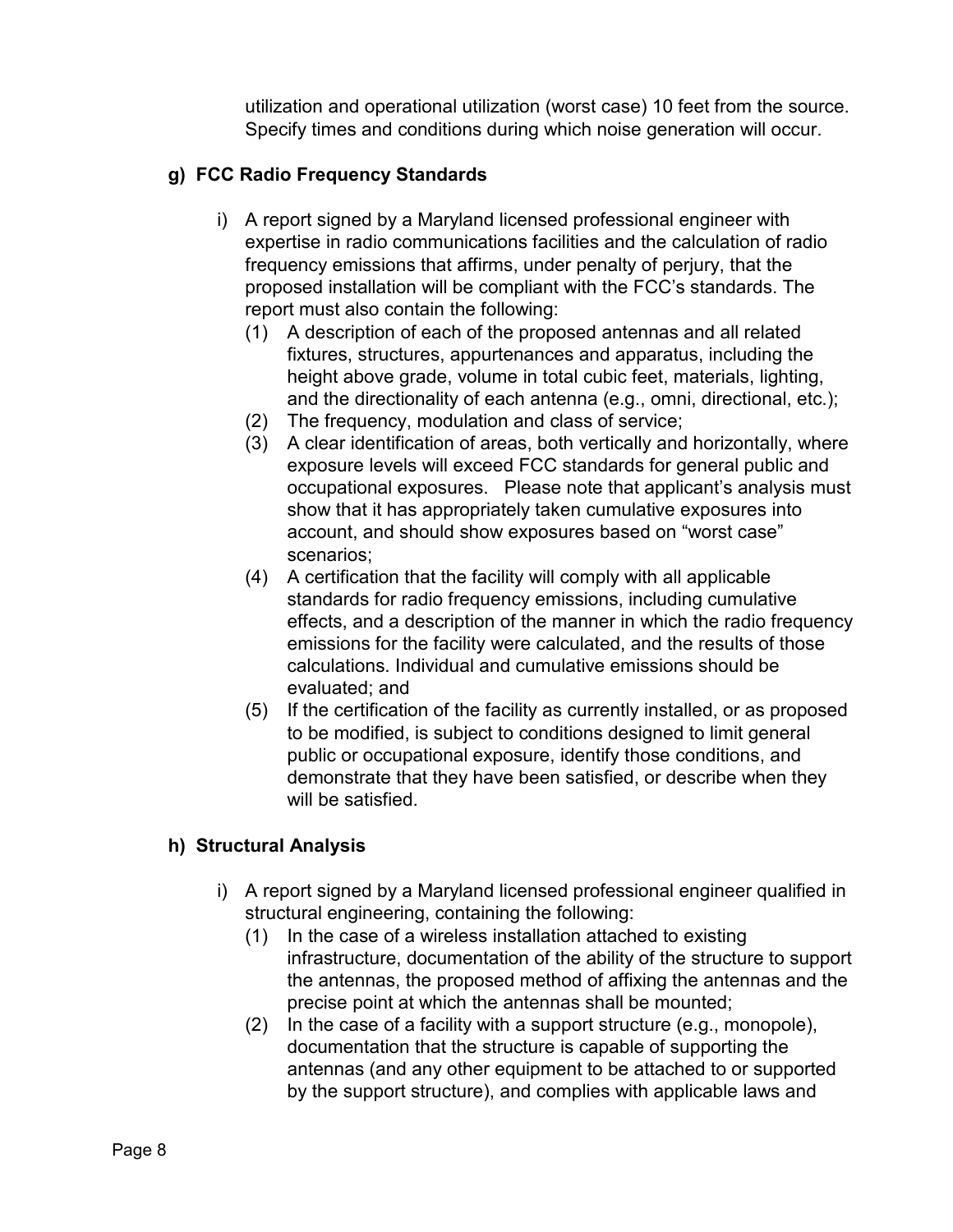utilization and operational utilization (worst case) 10 feet from the source. Specify times and conditions during which noise generation will occur.

**g) FCC Radio Frequency Standards**

i) A report signed by a Maryland licensed professional engineer with expertise in radio communications facilities and the calculation of radio frequency emissions that affirms, under penalty of perjury, that the proposed installation will be compliant with the FCC's standards. The report must also contain the following:

(1) A description of each of the proposed antennas and all related fixtures, structures, appurtenances and apparatus, including the height above grade, volume in total cubic feet, materials, lighting, and the directionality of each antenna (e.g., omni, directional, etc.);

(2) The frequency, modulation and class of service;

(3) A clear identification of areas, both vertically and horizontally, where exposure levels will exceed FCC standards for general public and occupational exposures. Please note that applicant's analysis must show that it has appropriately taken cumulative exposures into account, and should show exposures based on "worst case" scenarios;

(4) A certification that the facility will comply with all applicable standards for radio frequency emissions, including cumulative effects, and a description of the manner in which the radio frequency emissions for the facility were calculated, and the results of those calculations. Individual and cumulative emissions should be evaluated; and

(5) If the certification of the facility as currently installed, or as proposed to be modified, is subject to conditions designed to limit general public or occupational exposure, identify those conditions, and demonstrate that they have been satisfied, or describe when they will be satisfied.

**h) Structural Analysis**

i) A report signed by a Maryland licensed professional engineer qualified in structural engineering, containing the following:

(1) In the case of a wireless installation attached to existing infrastructure, documentation of the ability of the structure to support the antennas, the proposed method of affixing the antennas and the precise point at which the antennas shall be mounted;

(2) In the case of a facility with a support structure (e.g., monopole), documentation that the structure is capable of supporting the antennas (and any other equipment to be attached to or supported by the support structure), and complies with applicable laws and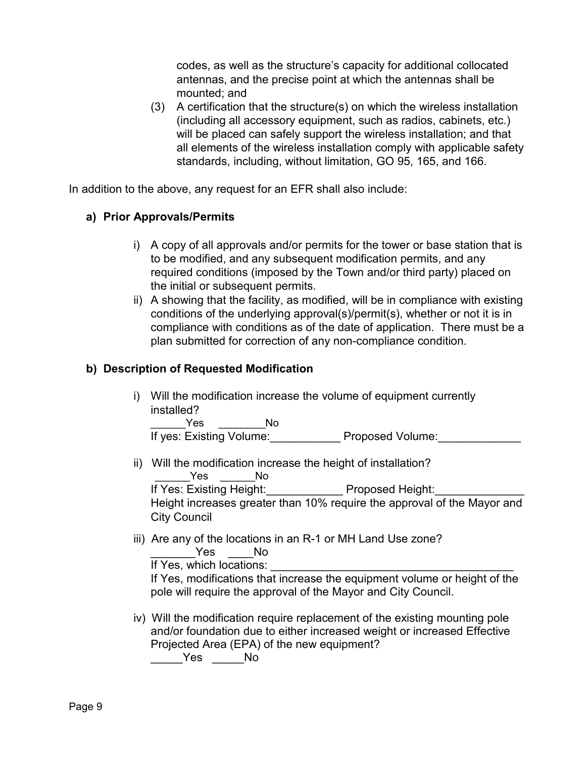codes, as well as the structure's capacity for additional collocated antennas, and the precise point at which the antennas shall be mounted; and

(3) A certification that the structure(s) on which the wireless installation (including all accessory equipment, such as radios, cabinets, etc.) will be placed can safely support the wireless installation; and that all elements of the wireless installation comply with applicable safety standards, including, without limitation, GO 95, 165, and 166.

In addition to the above, any request for an EFR shall also include:

**a) Prior Approvals/Permits**

i) A copy of all approvals and/or permits for the tower or base station that is to be modified, and any subsequent modification permits, and any required conditions (imposed by the Town and/or third party) placed on the initial or subsequent permits.

ii) A showing that the facility, as modified, will be in compliance with existing conditions of the underlying approval(s)/permit(s), whether or not it is in compliance with conditions as of the date of application. There must be a plan submitted for correction of any non-compliance condition.

**b) Description of Requested Modification**

i) Will the modification increase the volume of equipment currently installed?

______Yes ________No

If yes: Existing Volume:___________ Proposed Volume:_____________

ii) Will the modification increase the height of installation?

______Yes ______No

If Yes: Existing Height:____________ Proposed Height:______________

Height increases greater than 10% require the approval of the Mayor and City Council

iii) Are any of the locations in an R-1 or MH Land Use zone?

_______Yes ____No

If Yes, which locations: _______________________________________

If Yes, modifications that increase the equipment volume or height of the pole will require the approval of the Mayor and City Council.

iv) Will the modification require replacement of the existing mounting pole and/or foundation due to either increased weight or increased Effective Projected Area (EPA) of the new equipment?

_____Yes _____No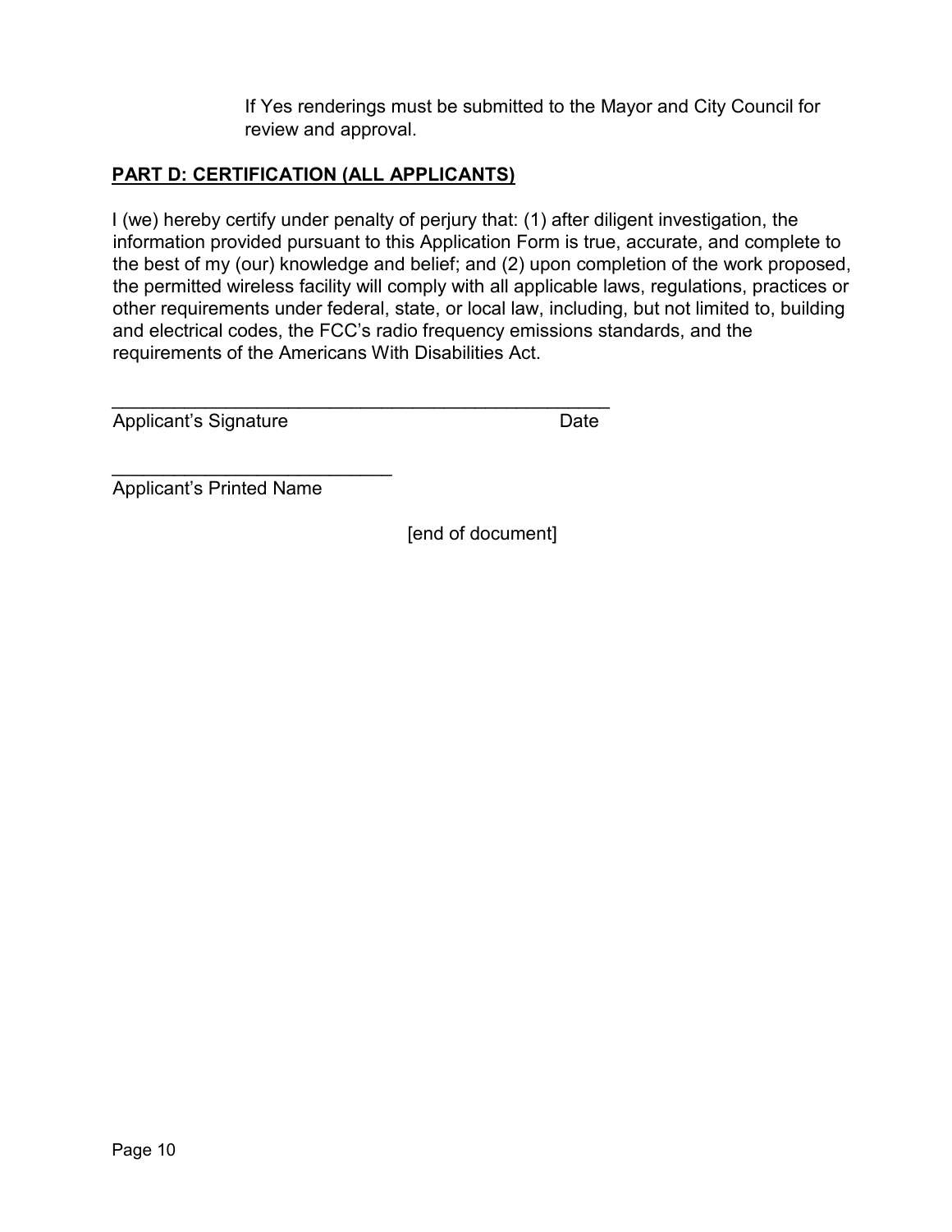If Yes renderings must be submitted to the Mayor and City Council for review and approval.

## PART D: CERTIFICATION (ALL APPLICANTS)

I (we) hereby certify under penalty of perjury that: (1) after diligent investigation, the information provided pursuant to this Application Form is true, accurate, and complete to the best of my (our) knowledge and belief; and (2) upon completion of the work proposed, the permitted wireless facility will comply with all applicable laws, regulations, practices or other requirements under federal, state, or local law, including, but not limited to, building and electrical codes, the FCC's radio frequency emissions standards, and the requirements of the Americans With Disabilities Act.

____________________________________________________

Applicant's Signature                                                    Date

____________________________

Applicant's Printed Name

[end of document]